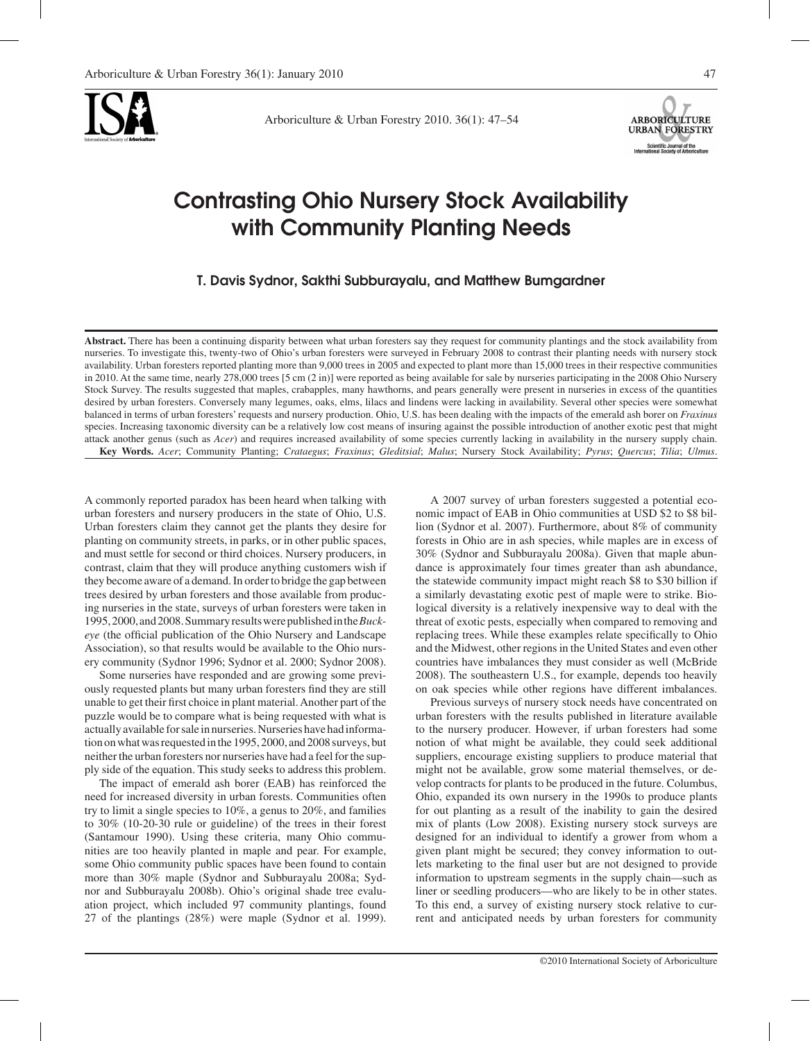# Contrasting Ohio Nursery Stock Availability with Community Planting Needs

**T. Davis Sydnor, Sakthi Subburayalu, and Matthew Bumgardner**

**Abstract.** There has been a continuing disparity between what urban foresters say they request for community plantings and the stock availability from nurseries. To investigate this, twenty-two of Ohio's urban foresters were surveyed in February 2008 to contrast their planting needs with nursery stock availability. Urban foresters reported planting more than 9,000 trees in 2005 and expected to plant more than 15,000 trees in their respective communities in 2010. At the same time, nearly 278,000 trees [5 cm (2 in)] were reported as being available for sale by nurseries participating in the 2008 Ohio Nursery Stock Survey. The results suggested that maples, crabapples, many hawthorns, and pears generally were present in nurseries in excess of the quantities desired by urban foresters. Conversely many legumes, oaks, elms, lilacs and lindens were lacking in availability. Several other species were somewhat balanced in terms of urban foresters' requests and nursery production. Ohio, U.S. has been dealing with the impacts of the emerald ash borer on *Fraxinus* species. Increasing taxonomic diversity can be a relatively low cost means of insuring against the possible introduction of another exotic pest that might attack another genus (such as *Acer*) and requires increased availability of some species currently lacking in availability in the nursery supply chain.

**Key Words.** *Acer*; Community Planting; *Crataegus*; *Fraxinus*; *Gleditsial*; *Malus*; Nursery Stock Availability; *Pyrus*; *Quercus*; *Tilia*; *Ulmus*.

A commonly reported paradox has been heard when talking with urban foresters and nursery producers in the state of Ohio, U.S. Urban foresters claim they cannot get the plants they desire for planting on community streets, in parks, or in other public spaces, and must settle for second or third choices. Nursery producers, in contrast, claim that they will produce anything customers wish if they become aware of a demand. In order to bridge the gap between trees desired by urban foresters and those available from producing nurseries in the state, surveys of urban foresters were taken in 1995, 2000, and 2008. Summary results were published in the *Buckeye* (the official publication of the Ohio Nursery and Landscape Association), so that results would be available to the Ohio nursery community (Sydnor 1996; Sydnor et al. 2000; Sydnor 2008).

Some nurseries have responded and are growing some previously requested plants but many urban foresters find they are still unable to get their first choice in plant material. Another part of the puzzle would be to compare what is being requested with what is actually available for sale in nurseries. Nurseries have had information on what was requested in the 1995, 2000, and 2008 surveys, but neither the urban foresters nor nurseries have had a feel for the supply side of the equation. This study seeks to address this problem.

The impact of emerald ash borer (EAB) has reinforced the need for increased diversity in urban forests. Communities often try to limit a single species to 10%, a genus to 20%, and families to 30% (10-20-30 rule or guideline) of the trees in their forest (Santamour 1990). Using these criteria, many Ohio communities are too heavily planted in maple and pear. For example, some Ohio community public spaces have been found to contain more than 30% maple (Sydnor and Subburayalu 2008a; Sydnor and Subburayalu 2008b). Ohio's original shade tree evaluation project, which included 97 community plantings, found 27 of the plantings (28%) were maple (Sydnor et al. 1999).

A 2007 survey of urban foresters suggested a potential economic impact of EAB in Ohio communities at USD $2 to $8 billion (Sydnor et al. 2007). Furthermore, about 8% of community forests in Ohio are in ash species, while maples are in excess of 30% (Sydnor and Subburayalu 2008a). Given that maple abundance is approximately four times greater than ash abundance, the statewide community impact might reach $8 to $30 billion if a similarly devastating exotic pest of maple were to strike. Biological diversity is a relatively inexpensive way to deal with the threat of exotic pests, especially when compared to removing and replacing trees. While these examples relate specifically to Ohio and the Midwest, other regions in the United States and even other countries have imbalances they must consider as well (McBride 2008). The southeastern U.S., for example, depends too heavily on oak species while other regions have different imbalances.

Previous surveys of nursery stock needs have concentrated on urban foresters with the results published in literature available to the nursery producer. However, if urban foresters had some notion of what might be available, they could seek additional suppliers, encourage existing suppliers to produce material that might not be available, grow some material themselves, or develop contracts for plants to be produced in the future. Columbus, Ohio, expanded its own nursery in the 1990s to produce plants for out planting as a result of the inability to gain the desired mix of plants (Low 2008). Existing nursery stock surveys are designed for an individual to identify a grower from whom a given plant might be secured; they convey information to outlets marketing to the final user but are not designed to provide information to upstream segments in the supply chain—such as liner or seedling producers—who are likely to be in other states. To this end, a survey of existing nursery stock relative to current and anticipated needs by urban foresters for community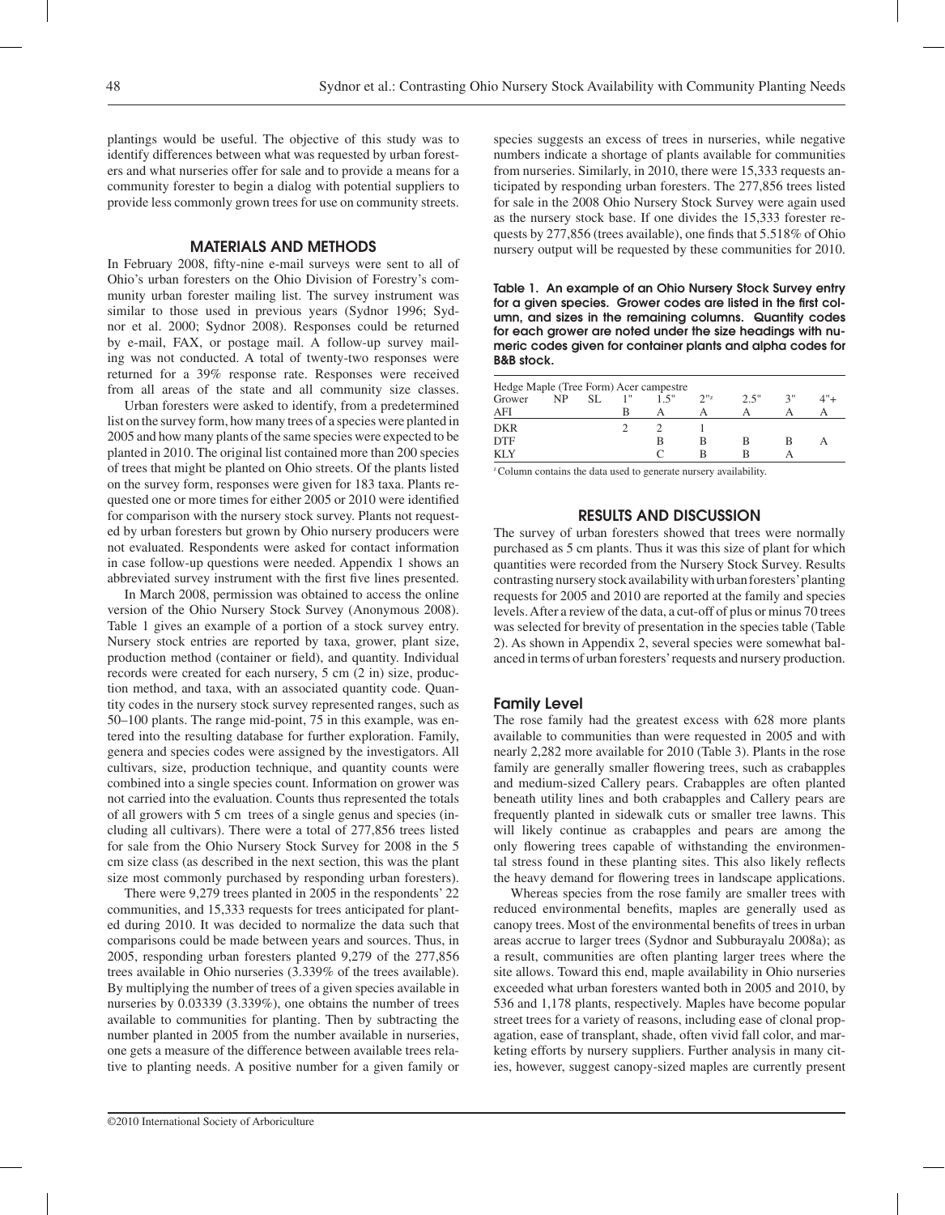plantings would be useful. The objective of this study was to identify differences between what was requested by urban foresters and what nurseries offer for sale and to provide a means for a community forester to begin a dialog with potential suppliers to provide less commonly grown trees for use on community streets.

## MATERIALS AND METHODS

In February 2008, fifty-nine e-mail surveys were sent to all of Ohio's urban foresters on the Ohio Division of Forestry's community urban forester mailing list. The survey instrument was similar to those used in previous years (Sydnor 1996; Sydnor et al. 2000; Sydnor 2008). Responses could be returned by e-mail, FAX, or postage mail. A follow-up survey mailing was not conducted. A total of twenty-two responses were returned for a 39% response rate. Responses were received from all areas of the state and all community size classes.

Urban foresters were asked to identify, from a predetermined list on the survey form, how many trees of a species were planted in 2005 and how many plants of the same species were expected to be planted in 2010. The original list contained more than 200 species of trees that might be planted on Ohio streets. Of the plants listed on the survey form, responses were given for 183 taxa. Plants requested one or more times for either 2005 or 2010 were identified for comparison with the nursery stock survey. Plants not requested by urban foresters but grown by Ohio nursery producers were not evaluated. Respondents were asked for contact information in case follow-up questions were needed. Appendix 1 shows an abbreviated survey instrument with the first five lines presented.

In March 2008, permission was obtained to access the online version of the Ohio Nursery Stock Survey (Anonymous 2008). Table 1 gives an example of a portion of a stock survey entry. Nursery stock entries are reported by taxa, grower, plant size, production method (container or field), and quantity. Individual records were created for each nursery, 5 cm (2 in) size, production method, and taxa, with an associated quantity code. Quantity codes in the nursery stock survey represented ranges, such as 50–100 plants. The range mid-point, 75 in this example, was entered into the resulting database for further exploration. Family, genera and species codes were assigned by the investigators. All cultivars, size, production technique, and quantity counts were combined into a single species count. Information on grower was not carried into the evaluation. Counts thus represented the totals of all growers with 5 cm trees of a single genus and species (including all cultivars). There were a total of 277,856 trees listed for sale from the Ohio Nursery Stock Survey for 2008 in the 5 cm size class (as described in the next section, this was the plant size most commonly purchased by responding urban foresters).

There were 9,279 trees planted in 2005 in the respondents' 22 communities, and 15,333 requests for trees anticipated for planted during 2010. It was decided to normalize the data such that comparisons could be made between years and sources. Thus, in 2005, responding urban foresters planted 9,279 of the 277,856 trees available in Ohio nurseries (3.339% of the trees available). By multiplying the number of trees of a given species available in nurseries by 0.03339 (3.339%), one obtains the number of trees available to communities for planting. Then by subtracting the number planted in 2005 from the number available in nurseries, one gets a measure of the difference between available trees relative to planting needs. A positive number for a given family or species suggests an excess of trees in nurseries, while negative numbers indicate a shortage of plants available for communities from nurseries. Similarly, in 2010, there were 15,333 requests anticipated by responding urban foresters. The 277,856 trees listed for sale in the 2008 Ohio Nursery Stock Survey were again used as the nursery stock base. If one divides the 15,333 forester requests by 277,856 (trees available), one finds that 5.518% of Ohio nursery output will be requested by these communities for 2010.

**Table 1. An example of an Ohio Nursery Stock Survey entry for a given species. Grower codes are listed in the first column, and sizes in the remaining columns. Quantity codes for each grower are noted under the size headings with numeric codes given for container plants and alpha codes for B&B stock.**

| Hedge Maple (Tree Form) Acer campestre | | | | | | | | |
|---|---|---|---|---|---|---|---|---|
| Grower | NP | SL | 1" | 1.5" | 2"[z] | 2.5" | 3" | 4"+ |
| AFI | | | B | A | A | A | A | A |
| DKR | | | 2 | 2 | 1 | | | |
| DTF | | | | B | B | B | B | A |
| KLY | | | | C | B | B | A | |

[z] Column contains the data used to generate nursery availability.

## RESULTS AND DISCUSSION

The survey of urban foresters showed that trees were normally purchased as 5 cm plants. Thus it was this size of plant for which quantities were recorded from the Nursery Stock Survey. Results contrasting nursery stock availability with urban foresters' planting requests for 2005 and 2010 are reported at the family and species levels. After a review of the data, a cut-off of plus or minus 70 trees was selected for brevity of presentation in the species table (Table 2). As shown in Appendix 2, several species were somewhat balanced in terms of urban foresters' requests and nursery production.

### Family Level

The rose family had the greatest excess with 628 more plants available to communities than were requested in 2005 and with nearly 2,282 more available for 2010 (Table 3). Plants in the rose family are generally smaller flowering trees, such as crabapples and medium-sized Callery pears. Crabapples are often planted beneath utility lines and both crabapples and Callery pears are frequently planted in sidewalk cuts or smaller tree lawns. This will likely continue as crabapples and pears are among the only flowering trees capable of withstanding the environmental stress found in these planting sites. This also likely reflects the heavy demand for flowering trees in landscape applications.

Whereas species from the rose family are smaller trees with reduced environmental benefits, maples are generally used as canopy trees. Most of the environmental benefits of trees in urban areas accrue to larger trees (Sydnor and Subburayalu 2008a); as a result, communities are often planting larger trees where the site allows. Toward this end, maple availability in Ohio nurseries exceeded what urban foresters wanted both in 2005 and 2010, by 536 and 1,178 plants, respectively. Maples have become popular street trees for a variety of reasons, including ease of clonal propagation, ease of transplant, shade, often vivid fall color, and marketing efforts by nursery suppliers. Further analysis in many cities, however, suggest canopy-sized maples are currently present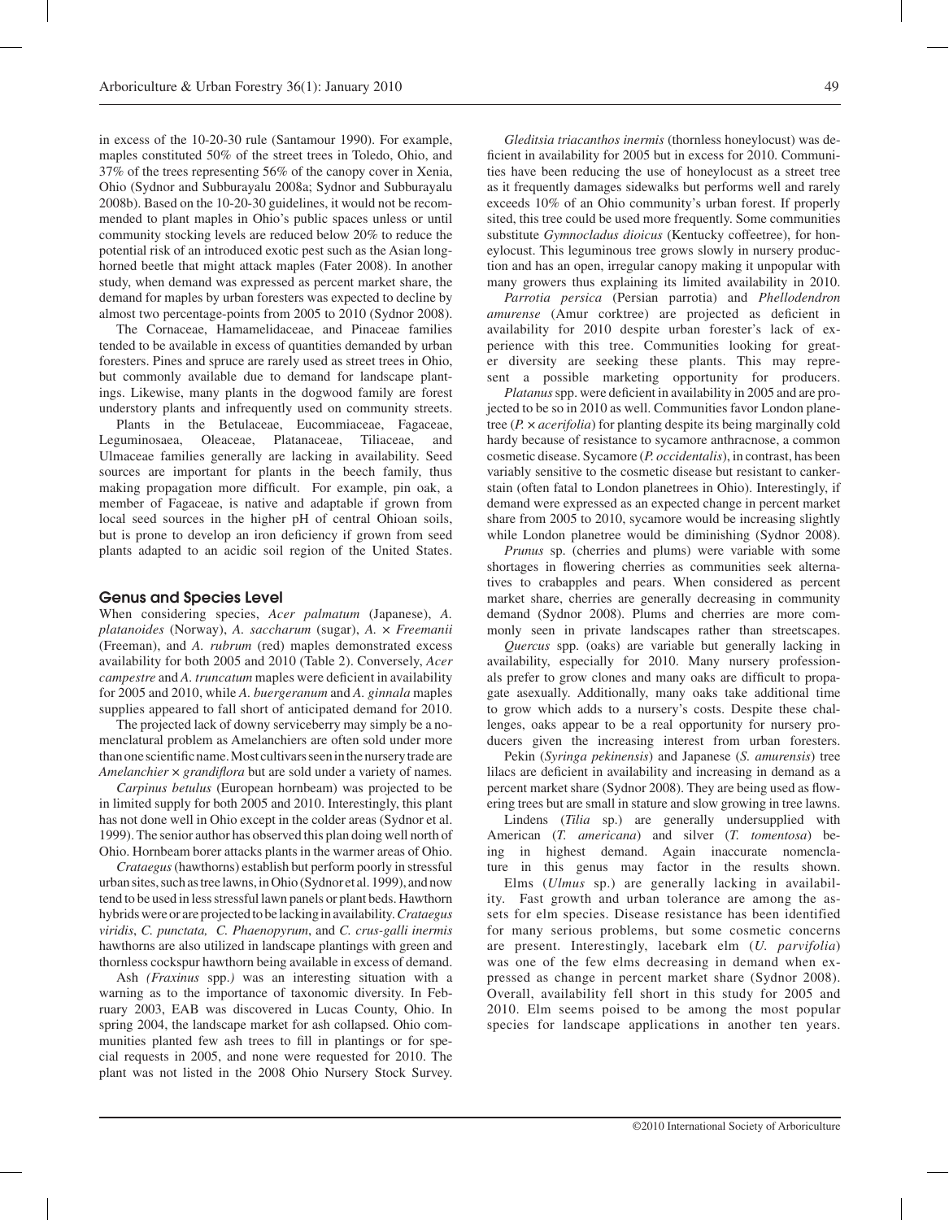in excess of the 10-20-30 rule (Santamour 1990). For example, maples constituted 50% of the street trees in Toledo, Ohio, and 37% of the trees representing 56% of the canopy cover in Xenia, Ohio (Sydnor and Subburayalu 2008a; Sydnor and Subburayalu 2008b). Based on the 10-20-30 guidelines, it would not be recommended to plant maples in Ohio's public spaces unless or until community stocking levels are reduced below 20% to reduce the potential risk of an introduced exotic pest such as the Asian longhorned beetle that might attack maples (Fater 2008). In another study, when demand was expressed as percent market share, the demand for maples by urban foresters was expected to decline by almost two percentage-points from 2005 to 2010 (Sydnor 2008).

The Cornaceae, Hamamelidaceae, and Pinaceae families tended to be available in excess of quantities demanded by urban foresters. Pines and spruce are rarely used as street trees in Ohio, but commonly available due to demand for landscape plantings. Likewise, many plants in the dogwood family are forest understory plants and infrequently used on community streets.

Plants in the Betulaceae, Eucommiaceae, Fagaceae, Leguminosaea, Oleaceae, Platanaceae, Tiliaceae, and Ulmaceae families generally are lacking in availability. Seed sources are important for plants in the beech family, thus making propagation more difficult. For example, pin oak, a member of Fagaceae, is native and adaptable if grown from local seed sources in the higher pH of central Ohioan soils, but is prone to develop an iron deficiency if grown from seed plants adapted to an acidic soil region of the United States.

## Genus and Species Level

When considering species, *Acer palmatum* (Japanese), *A. platanoides* (Norway), *A. saccharum* (sugar), *A.* × *Freemanii* (Freeman), and *A. rubrum* (red) maples demonstrated excess availability for both 2005 and 2010 (Table 2). Conversely, *Acer campestre* and *A. truncatum* maples were deficient in availability for 2005 and 2010, while *A. buergeranum* and *A. ginnala* maples supplies appeared to fall short of anticipated demand for 2010.

The projected lack of downy serviceberry may simply be a nomenclatural problem as Amelanchiers are often sold under more than one scientific name. Most cultivars seen in the nursery trade are *Amelanchier* × *grandiflora* but are sold under a variety of names.

*Carpinus betulus* (European hornbeam) was projected to be in limited supply for both 2005 and 2010. Interestingly, this plant has not done well in Ohio except in the colder areas (Sydnor et al. 1999). The senior author has observed this plan doing well north of Ohio. Hornbeam borer attacks plants in the warmer areas of Ohio.

*Crataegus* (hawthorns) establish but perform poorly in stressful urban sites, such as tree lawns, in Ohio (Sydnor et al. 1999), and now tend to be used in less stressful lawn panels or plant beds. Hawthorn hybrids were or are projected to be lacking in availability. *Crataegus viridis*, *C. punctata*, *C. Phaenopyrum*, and *C. crus-galli inermis* hawthorns are also utilized in landscape plantings with green and thornless cockspur hawthorn being available in excess of demand.

Ash *(Fraxinus* spp.*)* was an interesting situation with a warning as to the importance of taxonomic diversity. In February 2003, EAB was discovered in Lucas County, Ohio. In spring 2004, the landscape market for ash collapsed. Ohio communities planted few ash trees to fill in plantings or for special requests in 2005, and none were requested for 2010. The plant was not listed in the 2008 Ohio Nursery Stock Survey.

*Gleditsia triacanthos inermis* (thornless honeylocust) was deficient in availability for 2005 but in excess for 2010. Communities have been reducing the use of honeylocust as a street tree as it frequently damages sidewalks but performs well and rarely exceeds 10% of an Ohio community's urban forest. If properly sited, this tree could be used more frequently. Some communities substitute *Gymnocladus dioicus* (Kentucky coffeetree), for honeylocust. This leguminous tree grows slowly in nursery production and has an open, irregular canopy making it unpopular with many growers thus explaining its limited availability in 2010.

*Parrotia persica* (Persian parrotia) and *Phellodendron amurense* (Amur corktree) are projected as deficient in availability for 2010 despite urban forester's lack of experience with this tree. Communities looking for greater diversity are seeking these plants. This may represent a possible marketing opportunity for producers.

*Platanus* spp. were deficient in availability in 2005 and are projected to be so in 2010 as well. Communities favor London planetree (*P.* × *acerifolia*) for planting despite its being marginally cold hardy because of resistance to sycamore anthracnose, a common cosmetic disease. Sycamore (*P. occidentalis*), in contrast, has been variably sensitive to the cosmetic disease but resistant to cankerstain (often fatal to London planetrees in Ohio). Interestingly, if demand were expressed as an expected change in percent market share from 2005 to 2010, sycamore would be increasing slightly while London planetree would be diminishing (Sydnor 2008).

*Prunus* sp. (cherries and plums) were variable with some shortages in flowering cherries as communities seek alternatives to crabapples and pears. When considered as percent market share, cherries are generally decreasing in community demand (Sydnor 2008). Plums and cherries are more commonly seen in private landscapes rather than streetscapes.

*Quercus* spp. (oaks) are variable but generally lacking in availability, especially for 2010. Many nursery professionals prefer to grow clones and many oaks are difficult to propagate asexually. Additionally, many oaks take additional time to grow which adds to a nursery's costs. Despite these challenges, oaks appear to be a real opportunity for nursery producers given the increasing interest from urban foresters.

Pekin (*Syringa pekinensis*) and Japanese (*S. amurensis*) tree lilacs are deficient in availability and increasing in demand as a percent market share (Sydnor 2008). They are being used as flowering trees but are small in stature and slow growing in tree lawns.

Lindens (*Tilia* sp.) are generally undersupplied with American (*T. americana*) and silver (*T. tomentosa*) being in highest demand. Again inaccurate nomenclature in this genus may factor in the results shown.

Elms (*Ulmus* sp.) are generally lacking in availability. Fast growth and urban tolerance are among the assets for elm species. Disease resistance has been identified for many serious problems, but some cosmetic concerns are present. Interestingly, lacebark elm (*U. parvifolia*) was one of the few elms decreasing in demand when expressed as change in percent market share (Sydnor 2008). Overall, availability fell short in this study for 2005 and 2010. Elm seems poised to be among the most popular species for landscape applications in another ten years.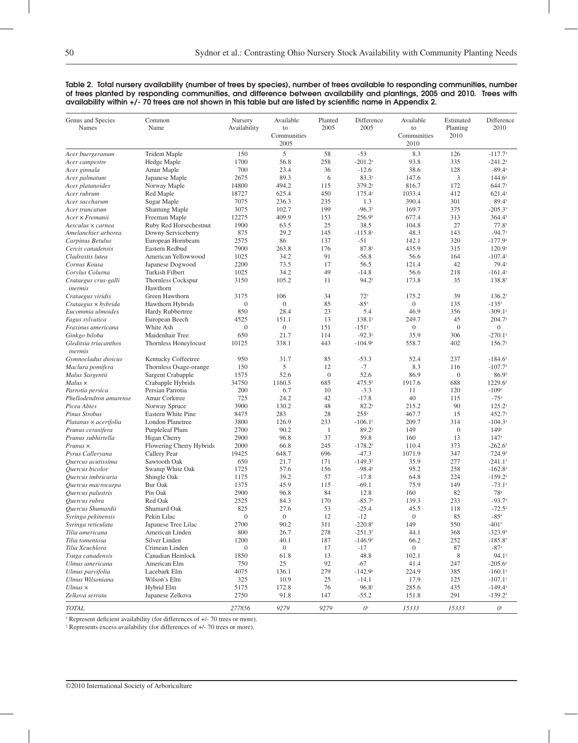**Table 2. Total nursery availability (number of trees by species), number of trees available to responding communities, number of trees planted by responding communities, and difference between availability and plantings, 2005 and 2010. Trees with availability within +/- 70 trees are not shown in this table but are listed by scientific name in Appendix 2.**

| Genus and Species Names | Common Name | Nursery Availability | Available to Communities 2005 | Planted 2005 | Difference 2005 | Available to Communities 2010 | Estimated Planting 2010 | Difference 2010 |
|---|---|---|---|---|---|---|---|---|
| *Acer buergeranum* | Trident Maple | 150 | 5 | 58 | -53 | 8.3 | 126 | -117.7[z] |
| *Acer campestre* | Hedge Maple | 1700 | 56.8 | 258 | -201.2[z] | 93.8 | 335 | -241.2[z] |
| *Acer ginnala* | Amur Maple | 700 | 23.4 | 36 | -12.6 | 38.6 | 128 | -89.4[z] |
| *Acer palmatum* | Japanese Maple | 2675 | 89.3 | 6 | 83.3[y] | 147.6 | 3 | 144.6[y] |
| *Acer platanoides* | Norway Maple | 14800 | 494.2 | 115 | 379.2[y] | 816.7 | 172 | 644.7[y] |
| *Acer rubrum* | Red Maple | 18727 | 625.4 | 450 | 175.4[y] | 1033.4 | 412 | 621.4[y] |
| *Acer saccharum* | Sugar Maple | 7075 | 236.3 | 235 | 1.3 | 390.4 | 301 | 89.4[y] |
| *Acer truncatum* | Shantung Maple | 3075 | 102.7 | 199 | -96.3[z] | 169.7 | 375 | -205.3[z] |
| *Acer × Fremanii* | Freeman Maple | 12275 | 409.9 | 153 | 256.9[y] | 677.4 | 313 | 364.4[y] |
| *Aesculus × carnea* | Ruby Red Horsechestnut | 1900 | 63.5 | 25 | 38.5 | 104.8 | 27 | 77.8[y] |
| *Amelanchier arborea* | Downy Serviceberry | 875 | 29.2 | 145 | -115.8[z] | 48.3 | 143 | -94.7[z] |
| *Carpinus Betulus* | European Hornbeam | 2575 | 86 | 137 | -51 | 142.1 | 320 | -177.9[z] |
| *Cercis canadensis* | Eastern Redbud | 7900 | 263.8 | 176 | 87.8[y] | 435.9 | 315 | 120.9[y] |
| *Cladrastis lutea* | American Yellowwood | 1025 | 34.2 | 91 | -56.8 | 56.6 | 164 | -107.4[z] |
| *Cornus Kousa* | Japanese Dogwood | 2200 | 73.5 | 17 | 56.5 | 121.4 | 42 | 79.4[y] |
| *Corylus Colurna* | Turkish Filbert | 1025 | 34.2 | 49 | -14.8 | 56.6 | 218 | -161.4[z] |
| *Crataegus crus-galli inermis* | Thornless Cockspur Hawthorn | 3150 | 105.2 | 11 | 94.2[y] | 173.8 | 35 | 138.8[y] |
| *Crataegus viridis* | Green Hawthorn | 3175 | 106 | 34 | 72[y] | 175.2 | 39 | 136.2[y] |
| *Crataegus × hybrida* | Hawthorn Hybrids | 0 | 0 | 85 | -85[z] | 0 | 135 | -135[z] |
| *Eucommia ulmoides* | Hardy Rubbertree | 850 | 28.4 | 23 | 5.4 | 46.9 | 356 | -309.1[z] |
| *Fagus sylvatica* | European Beech | 4525 | 151.1 | 13 | 138.1[y] | 249.7 | 45 | 204.7[y] |
| *Fraxinus americana* | White Ash | 0 | 0 | 151 | -151[z] | 0 | 0 | 0 |
| *Ginkgo biloba* | Maidenhair Tree | 650 | 21.7 | 114 | -92.3[z] | 35.9 | 306 | -270.1[z] |
| *Gleditsia triacanthos inermis* | Thornless Honeylocust | 10125 | 338.1 | 443 | -104.9[z] | 558.7 | 402 | 156.7[y] |
| *Gymnocladus dioicus* | Kentucky Coffeetree | 950 | 31.7 | 85 | -53.3 | 52.4 | 237 | -184.6[z] |
| *Maclura pomifera* | Thornless Osage-orange | 150 | 5 | 12 | -7 | 8.3 | 116 | -107.7[z] |
| *Malus Sargentii* | Sargent Crabapple | 1575 | 52.6 | 0 | 52.6 | 86.9 | 0 | 86.9[y] |
| *Malus ×* | Crabapple Hybrids | 34750 | 1160.5 | 685 | 475.5[y] | 1917.6 | 688 | 1229.6[y] |
| *Parrotia persica* | Persian Parrotia | 200 | 6.7 | 10 | -3.3 | 11 | 120 | -109[z] |
| *Phellodendron amurense* | Amur Corktree | 725 | 24.2 | 42 | -17.8 | 40 | 115 | -75[z] |
| *Picea Abies* | Norway Spruce | 3900 | 130.2 | 48 | 82.2[y] | 215.2 | 90 | 125.2[y] |
| *Pinus Strobus* | Eastern White Pine | 8475 | 283 | 28 | 255[y] | 467.7 | 15 | 452.7[y] |
| *Platanus × acerifolia* | London Planetree | 3800 | 126.9 | 233 | -106.1[z] | 209.7 | 314 | -104.3[z] |
| *Prunus cerasifera* | Purpleleaf Plum | 2700 | 90.2 | 1 | 89.2[y] | 149 | 0 | 149[y] |
| *Prunus subhirtella* | Higan Cherry | 2900 | 96.8 | 37 | 59.8 | 160 | 13 | 147[y] |
| *Prunus ×* | Flowering Cherry Hybrids | 2000 | 66.8 | 245 | -178.2[z] | 110.4 | 373 | -262.6[z] |
| *Pyrus Calleryana* | Callery Pear | 19425 | 648.7 | 696 | -47.3 | 1071.9 | 347 | 724.9[y] |
| *Quercus acutissima* | Sawtooth Oak | 650 | 21.7 | 171 | -149.3[z] | 35.9 | 277 | -241.1[z] |
| *Quercus bicolor* | Swamp White Oak | 1725 | 57.6 | 156 | -98.4[z] | 95.2 | 258 | -162.8[z] |
| *Quercus imbricaria* | Shingle Oak | 1175 | 39.2 | 57 | -17.8 | 64.8 | 224 | -159.2[z] |
| *Quercus macrocarpa* | Bur Oak | 1375 | 45.9 | 115 | -69.1 | 75.9 | 149 | -73.1[z] |
| *Quercus palustris* | Pin Oak | 2900 | 96.8 | 84 | 12.8 | 160 | 82 | 78[y] |
| *Quercus rubra* | Red Oak | 2525 | 84.3 | 170 | -85.7[z] | 139.3 | 233 | -93.7[z] |
| *Quercus Shumardii* | Shumard Oak | 825 | 27.6 | 53 | -25.4 | 45.5 | 118 | -72.5[z] |
| *Syringa pekinensis* | Pekin Lilac | 0 | 0 | 12 | -12 | 0 | 85 | -85[z] |
| *Syringa reticulata* | Japanese Tree Lilac | 2700 | 90.2 | 311 | -220.8[z] | 149 | 550 | -401[z] |
| *Tilia americana* | American Linden | 800 | 26.7 | 278 | -251.3[z] | 44.1 | 368 | -323.9[z] |
| *Tilia tomentosa* | Silver Linden | 1200 | 40.1 | 187 | -146.9[z] | 66.2 | 252 | -185.8[z] |
| *Tilia Xeuchlora* | Crimean Linden | 0 | 0 | 17 | -17 | 0 | 87 | -87[z] |
| *Tsuga canadensis* | Canadian Hemlock | 1850 | 61.8 | 13 | 48.8 | 102.1 | 8 | 94.1[y] |
| *Ulmus americana* | American Elm | 750 | 25 | 92 | -67 | 41.4 | 247 | -205.6[z] |
| *Ulmus parvifolia* | Lacebark Elm | 4075 | 136.1 | 279 | -142.9[z] | 224.9 | 385 | -160.1[z] |
| *Ulmus Wilsoniana* | Wilson's Elm | 325 | 10.9 | 25 | -14.1 | 17.9 | 125 | -107.1[z] |
| *Ulmus ×* | Hybrid Elm | 5175 | 172.8 | 76 | 96.8[y] | 285.6 | 435 | -149.4[z] |
| *Zelkova serrata* | Japanese Zelkova | 2750 | 91.8 | 147 | -55.2 | 151.8 | 291 | -139.2[z] |
| *TOTAL* | | *277856* | *9279* | *9279* | *0*[y] | *15333* | *15333* | *0*[y] |

[z] Represent deficient availability (for differences of +/- 70 trees or more).

[y] Represents excess availability (for differences of +/- 70 trees or more).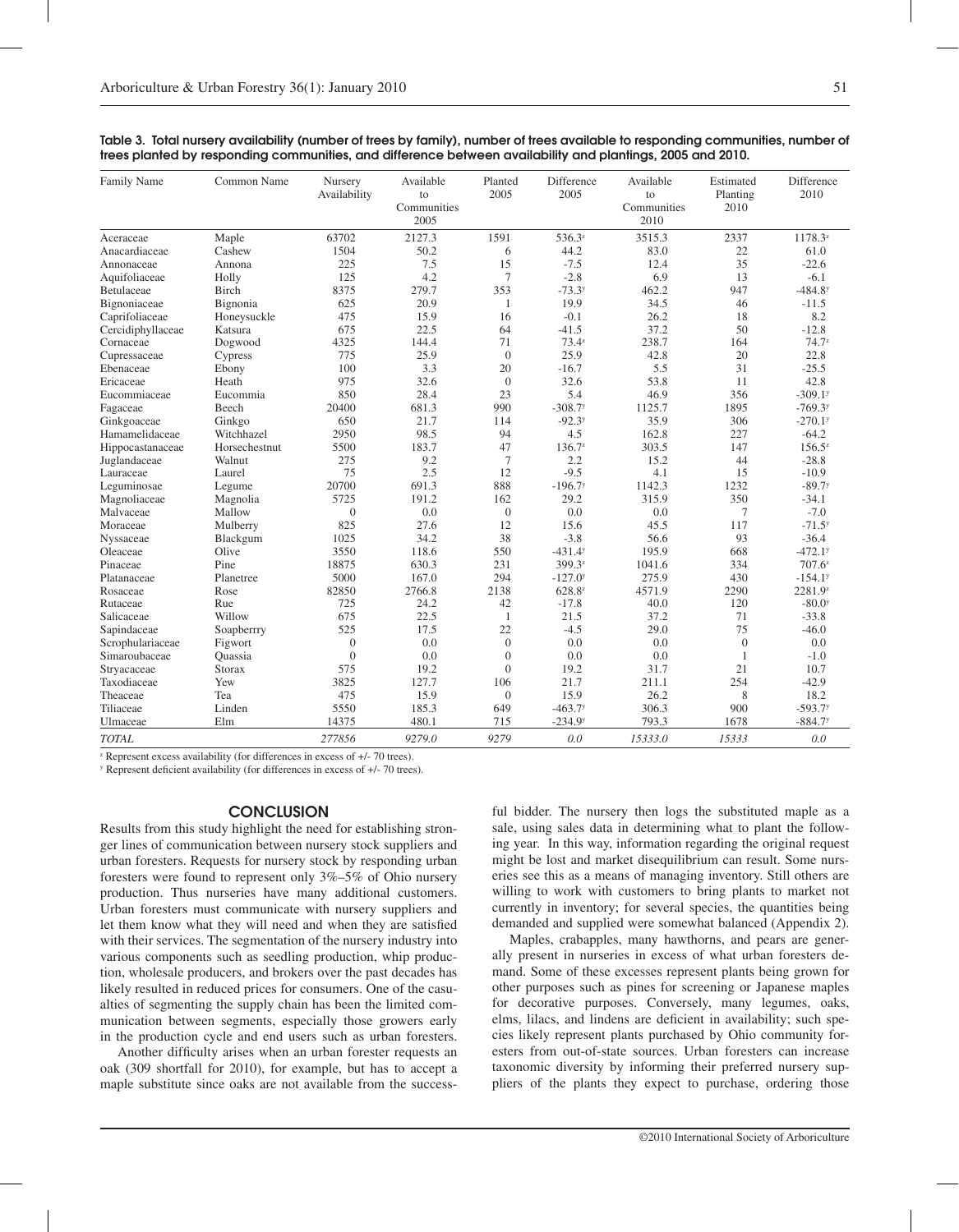**Table 3. Total nursery availability (number of trees by family), number of trees available to responding communities, number of trees planted by responding communities, and difference between availability and plantings, 2005 and 2010.**

| Family Name | Common Name | Nursery Availability | Available to Communities 2005 | Planted 2005 | Difference 2005 | Available to Communities 2010 | Estimated Planting 2010 | Difference 2010 |
|---|---|---|---|---|---|---|---|---|
| Aceraceae | Maple | 63702 | 2127.3 | 1591 | 536.3[z] | 3515.3 | 2337 | 1178.3[z] |
| Anacardiaceae | Cashew | 1504 | 50.2 | 6 | 44.2 | 83.0 | 22 | 61.0 |
| Annonaceae | Annona | 225 | 7.5 | 15 | -7.5 | 12.4 | 35 | -22.6 |
| Aquifoliaceae | Holly | 125 | 4.2 | 7 | -2.8 | 6.9 | 13 | -6.1 |
| Betulaceae | Birch | 8375 | 279.7 | 353 | -73.3[y] | 462.2 | 947 | -484.8[y] |
| Bignoniaceae | Bignonia | 625 | 20.9 | 1 | 19.9 | 34.5 | 46 | -11.5 |
| Caprifoliaceae | Honeysuckle | 475 | 15.9 | 16 | -0.1 | 26.2 | 18 | 8.2 |
| Cercidiphyllaceae | Katsura | 675 | 22.5 | 64 | -41.5 | 37.2 | 50 | -12.8 |
| Cornaceae | Dogwood | 4325 | 144.4 | 71 | 73.4[z] | 238.7 | 164 | 74.7[z] |
| Cupressaceae | Cypress | 775 | 25.9 | 0 | 25.9 | 42.8 | 20 | 22.8 |
| Ebenaceae | Ebony | 100 | 3.3 | 20 | -16.7 | 5.5 | 31 | -25.5 |
| Ericaceae | Heath | 975 | 32.6 | 0 | 32.6 | 53.8 | 11 | 42.8 |
| Eucommiaceae | Eucommia | 850 | 28.4 | 23 | 5.4 | 46.9 | 356 | -309.1[y] |
| Fagaceae | Beech | 20400 | 681.3 | 990 | -308.7[y] | 1125.7 | 1895 | -769.3[y] |
| Ginkgoaceae | Ginkgo | 650 | 21.7 | 114 | -92.3[y] | 35.9 | 306 | -270.1[y] |
| Hamamelidaceae | Witchhazel | 2950 | 98.5 | 94 | 4.5 | 162.8 | 227 | -64.2 |
| Hippocastanaceae | Horsechestnut | 5500 | 183.7 | 47 | 136.7[z] | 303.5 | 147 | 156.5[z] |
| Juglandaceae | Walnut | 275 | 9.2 | 7 | 2.2 | 15.2 | 44 | -28.8 |
| Lauraceae | Laurel | 75 | 2.5 | 12 | -9.5 | 4.1 | 15 | -10.9 |
| Leguminosae | Legume | 20700 | 691.3 | 888 | -196.7[y] | 1142.3 | 1232 | -89.7[y] |
| Magnoliaceae | Magnolia | 5725 | 191.2 | 162 | 29.2 | 315.9 | 350 | -34.1 |
| Malvaceae | Mallow | 0 | 0.0 | 0 | 0.0 | 0.0 | 7 | -7.0 |
| Moraceae | Mulberry | 825 | 27.6 | 12 | 15.6 | 45.5 | 117 | -71.5[y] |
| Nyssaceae | Blackgum | 1025 | 34.2 | 38 | -3.8 | 56.6 | 93 | -36.4 |
| Oleaceae | Olive | 3550 | 118.6 | 550 | -431.4[y] | 195.9 | 668 | -472.1[y] |
| Pinaceae | Pine | 18875 | 630.3 | 231 | 399.3[z] | 1041.6 | 334 | 707.6[z] |
| Platanaceae | Planetree | 5000 | 167.0 | 294 | -127.0[y] | 275.9 | 430 | -154.1[y] |
| Rosaceae | Rose | 82850 | 2766.8 | 2138 | 628.8[z] | 4571.9 | 2290 | 2281.9[z] |
| Rutaceae | Rue | 725 | 24.2 | 42 | -17.8 | 40.0 | 120 | -80.0[y] |
| Salicaceae | Willow | 675 | 22.5 | 1 | 21.5 | 37.2 | 71 | -33.8 |
| Sapindaceae | Soapberrry | 525 | 17.5 | 22 | -4.5 | 29.0 | 75 | -46.0 |
| Scrophulariaceae | Figwort | 0 | 0.0 | 0 | 0.0 | 0.0 | 0 | 0.0 |
| Simaroubaceae | Quassia | 0 | 0.0 | 0 | 0.0 | 0.0 | 1 | -1.0 |
| Stryacaceae | Storax | 575 | 19.2 | 0 | 19.2 | 31.7 | 21 | 10.7 |
| Taxodiaceae | Yew | 3825 | 127.7 | 106 | 21.7 | 211.1 | 254 | -42.9 |
| Theaceae | Tea | 475 | 15.9 | 0 | 15.9 | 26.2 | 8 | 18.2 |
| Tiliaceae | Linden | 5550 | 185.3 | 649 | -463.7[y] | 306.3 | 900 | -593.7[y] |
| Ulmaceae | Elm | 14375 | 480.1 | 715 | -234.9[y] | 793.3 | 1678 | -884.7[y] |
| *TOTAL* | | *277856* | *9279.0* | *9279* | *0.0* | *15333.0* | *15333* | *0.0* |

[z] Represent excess availability (for differences in excess of +/- 70 trees).
[y] Represent deficient availability (for differences in excess of +/- 70 trees).

## CONCLUSION

Results from this study highlight the need for establishing stronger lines of communication between nursery stock suppliers and urban foresters. Requests for nursery stock by responding urban foresters were found to represent only 3%–5% of Ohio nursery production. Thus nurseries have many additional customers. Urban foresters must communicate with nursery suppliers and let them know what they will need and when they are satisfied with their services. The segmentation of the nursery industry into various components such as seedling production, whip production, wholesale producers, and brokers over the past decades has likely resulted in reduced prices for consumers. One of the casualties of segmenting the supply chain has been the limited communication between segments, especially those growers early in the production cycle and end users such as urban foresters.

Another difficulty arises when an urban forester requests an oak (309 shortfall for 2010), for example, but has to accept a maple substitute since oaks are not available from the successful bidder. The nursery then logs the substituted maple as a sale, using sales data in determining what to plant the following year. In this way, information regarding the original request might be lost and market disequilibrium can result. Some nurseries see this as a means of managing inventory. Still others are willing to work with customers to bring plants to market not currently in inventory; for several species, the quantities being demanded and supplied were somewhat balanced (Appendix 2).

Maples, crabapples, many hawthorns, and pears are generally present in nurseries in excess of what urban foresters demand. Some of these excesses represent plants being grown for other purposes such as pines for screening or Japanese maples for decorative purposes. Conversely, many legumes, oaks, elms, lilacs, and lindens are deficient in availability; such species likely represent plants purchased by Ohio community foresters from out-of-state sources. Urban foresters can increase taxonomic diversity by informing their preferred nursery suppliers of the plants they expect to purchase, ordering those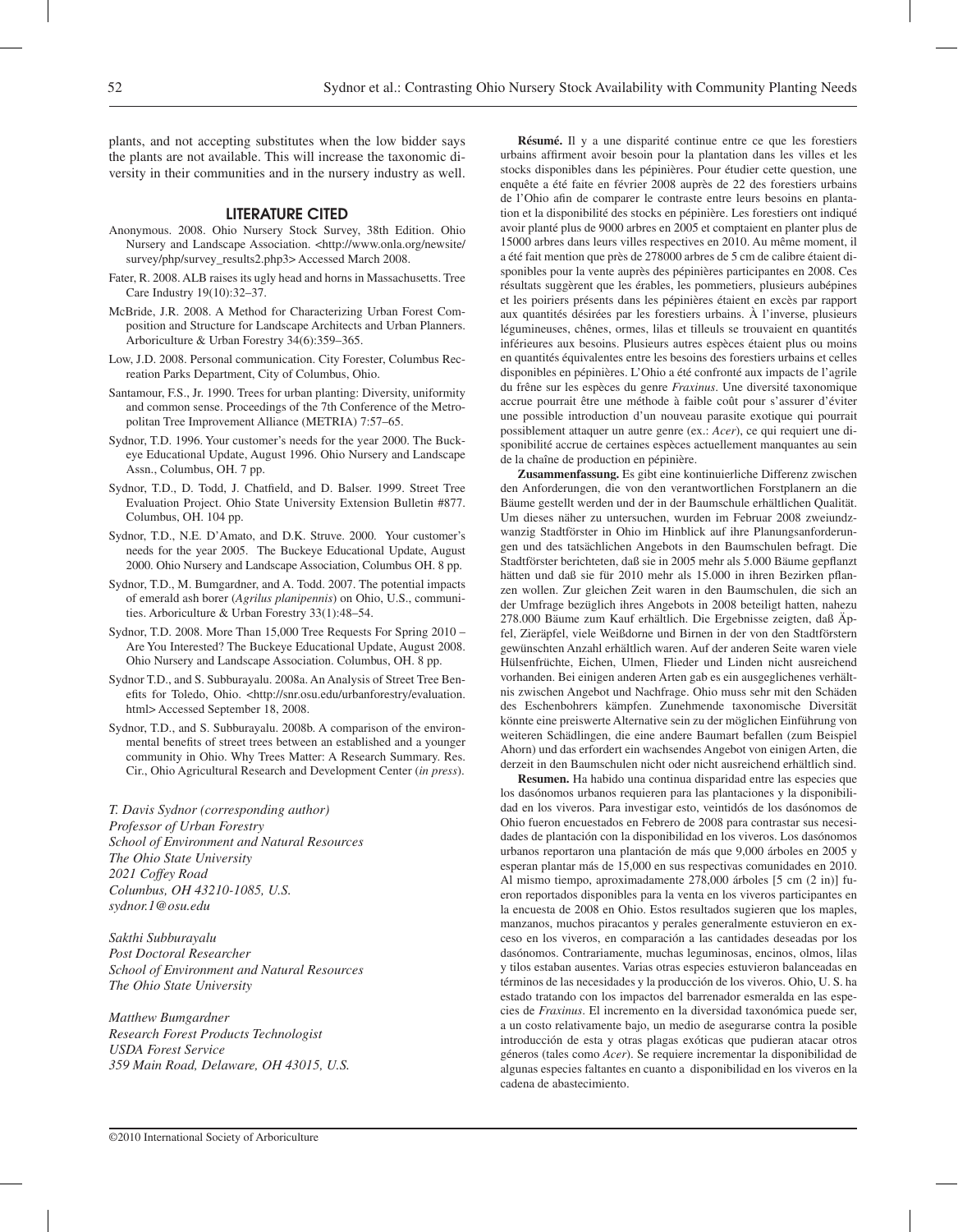plants, and not accepting substitutes when the low bidder says the plants are not available. This will increase the taxonomic diversity in their communities and in the nursery industry as well.

## LITERATURE CITED

Anonymous. 2008. Ohio Nursery Stock Survey, 38th Edition. Ohio Nursery and Landscape Association. <http://www.onla.org/newsite/survey/php/survey_results2.php3> Accessed March 2008.

Fater, R. 2008. ALB raises its ugly head and horns in Massachusetts. Tree Care Industry 19(10):32–37.

McBride, J.R. 2008. A Method for Characterizing Urban Forest Composition and Structure for Landscape Architects and Urban Planners. Arboriculture & Urban Forestry 34(6):359–365.

Low, J.D. 2008. Personal communication. City Forester, Columbus Recreation Parks Department, City of Columbus, Ohio.

Santamour, F.S., Jr. 1990. Trees for urban planting: Diversity, uniformity and common sense. Proceedings of the 7th Conference of the Metropolitan Tree Improvement Alliance (METRIA) 7:57–65.

Sydnor, T.D. 1996. Your customer's needs for the year 2000. The Buckeye Educational Update, August 1996. Ohio Nursery and Landscape Assn., Columbus, OH. 7 pp.

Sydnor, T.D., D. Todd, J. Chatfield, and D. Balser. 1999. Street Tree Evaluation Project. Ohio State University Extension Bulletin #877. Columbus, OH. 104 pp.

Sydnor, T.D., N.E. D'Amato, and D.K. Struve. 2000. Your customer's needs for the year 2005. The Buckeye Educational Update, August 2000. Ohio Nursery and Landscape Association, Columbus OH. 8 pp.

Sydnor, T.D., M. Bumgardner, and A. Todd. 2007. The potential impacts of emerald ash borer (*Agrilus planipennis*) on Ohio, U.S., communities. Arboriculture & Urban Forestry 33(1):48–54.

Sydnor, T.D. 2008. More Than 15,000 Tree Requests For Spring 2010 – Are You Interested? The Buckeye Educational Update, August 2008. Ohio Nursery and Landscape Association. Columbus, OH. 8 pp.

Sydnor T.D., and S. Subburayalu. 2008a. An Analysis of Street Tree Benefits for Toledo, Ohio. <http://snr.osu.edu/urbanforestry/evaluation.html> Accessed September 18, 2008.

Sydnor, T.D., and S. Subburayalu. 2008b. A comparison of the environmental benefits of street trees between an established and a younger community in Ohio. Why Trees Matter: A Research Summary. Res. Cir., Ohio Agricultural Research and Development Center (*in press*).

*T. Davis Sydnor (corresponding author)*
*Professor of Urban Forestry*
*School of Environment and Natural Resources*
*The Ohio State University*
*2021 Coffey Road*
*Columbus, OH 43210-1085, U.S.*
*sydnor.1@osu.edu*

*Sakthi Subburayalu*
*Post Doctoral Researcher*
*School of Environment and Natural Resources*
*The Ohio State University*

*Matthew Bumgardner*
*Research Forest Products Technologist*
*USDA Forest Service*
*359 Main Road, Delaware, OH 43015, U.S.*

**Résumé.** Il y a une disparité continue entre ce que les forestiers urbains affirment avoir besoin pour la plantation dans les villes et les stocks disponibles dans les pépinières. Pour étudier cette question, une enquête a été faite en février 2008 auprès de 22 des forestiers urbains de l'Ohio afin de comparer le contraste entre leurs besoins en plantation et la disponibilité des stocks en pépinière. Les forestiers ont indiqué avoir planté plus de 9000 arbres en 2005 et comptaient en planter plus de 15000 arbres dans leurs villes respectives en 2010. Au même moment, il a été fait mention que près de 278000 arbres de 5 cm de calibre étaient disponibles pour la vente auprès des pépinières participantes en 2008. Ces résultats suggèrent que les érables, les pommetiers, plusieurs aubépines et les poiriers présents dans les pépinières étaient en excès par rapport aux quantités désirées par les forestiers urbains. À l'inverse, plusieurs légumineuses, chênes, ormes, lilas et tilleuls se trouvaient en quantités inférieures aux besoins. Plusieurs autres espèces étaient plus ou moins en quantités équivalentes entre les besoins des forestiers urbains et celles disponibles en pépinières. L'Ohio a été confronté aux impacts de l'agrile du frêne sur les espèces du genre *Fraxinus*. Une diversité taxonomique accrue pourrait être une méthode à faible coût pour s'assurer d'éviter une possible introduction d'un nouveau parasite exotique qui pourrait possiblement attaquer un autre genre (ex.: *Acer*), ce qui requiert une disponibilité accrue de certaines espèces actuellement manquantes au sein de la chaîne de production en pépinière.

**Zusammenfassung.** Es gibt eine kontinuierliche Differenz zwischen den Anforderungen, die von den verantwortlichen Forstplanern an die Bäume gestellt werden und der in der Baumschule erhältlichen Qualität. Um dieses näher zu untersuchen, wurden im Februar 2008 zweiundzwanzig Stadtförster in Ohio im Hinblick auf ihre Planungsanforderungen und des tatsächlichen Angebots in den Baumschulen befragt. Die Stadtförster berichteten, daß sie in 2005 mehr als 5.000 Bäume gepflanzt hätten und daß sie für 2010 mehr als 15.000 in ihren Bezirken pflanzen wollen. Zur gleichen Zeit waren in den Baumschulen, die sich an der Umfrage bezüglich ihres Angebots in 2008 beteiligt hatten, nahezu 278.000 Bäume zum Kauf erhältlich. Die Ergebnisse zeigten, daß Äpfel, Zieräpfel, viele Weißdorne und Birnen in der von den Stadtförstern gewünschten Anzahl erhältlich waren. Auf der anderen Seite waren viele Hülsenfrüchte, Eichen, Ulmen, Flieder und Linden nicht ausreichend vorhanden. Bei einigen anderen Arten gab es ein ausgeglichenes verhältnis zwischen Angebot und Nachfrage. Ohio muss sehr mit den Schäden des Eschenbohrers kämpfen. Zunehmende taxonomische Diversität könnte eine preiswerte Alternative sein zu der möglichen Einführung von weiteren Schädlingen, die eine andere Baumart befallen (zum Beispiel Ahorn) und das erfordert ein wachsendes Angebot von einigen Arten, die derzeit in den Baumschulen nicht oder nicht ausreichend erhältlich sind.

**Resumen.** Ha habido una continua disparidad entre las especies que los dasónomos urbanos requieren para las plantaciones y la disponibilidad en los viveros. Para investigar esto, veintidós de los dasónomos de Ohio fueron encuestados en Febrero de 2008 para contrastar sus necesidades de plantación con la disponibilidad en los viveros. Los dasónomos urbanos reportaron una plantación de más que 9,000 árboles en 2005 y esperan plantar más de 15,000 en sus respectivas comunidades en 2010. Al mismo tiempo, aproximadamente 278,000 árboles [5 cm (2 in)] fueron reportados disponibles para la venta en los viveros participantes en la encuesta de 2008 en Ohio. Estos resultados sugieren que los maples, manzanos, muchos piracantos y perales generalmente estuvieron en exceso en los viveros, en comparación a las cantidades deseadas por los dasónomos. Contrariamente, muchas leguminosas, encinos, olmos, lilas y tilos estaban ausentes. Varias otras especies estuvieron balanceadas en términos de las necesidades y la producción de los viveros. Ohio, U. S. ha estado tratando con los impactos del barrenador esmeralda en las especies de *Fraxinus*. El incremento en la diversidad taxonómica puede ser, a un costo relativamente bajo, un medio de asegurarse contra la posible introducción de esta y otras plagas exóticas que pudieran atacar otros géneros (tales como *Acer*). Se requiere incrementar la disponibilidad de algunas especies faltantes en cuanto a disponibilidad en los viveros en la cadena de abastecimiento.

©2010 International Society of Arboriculture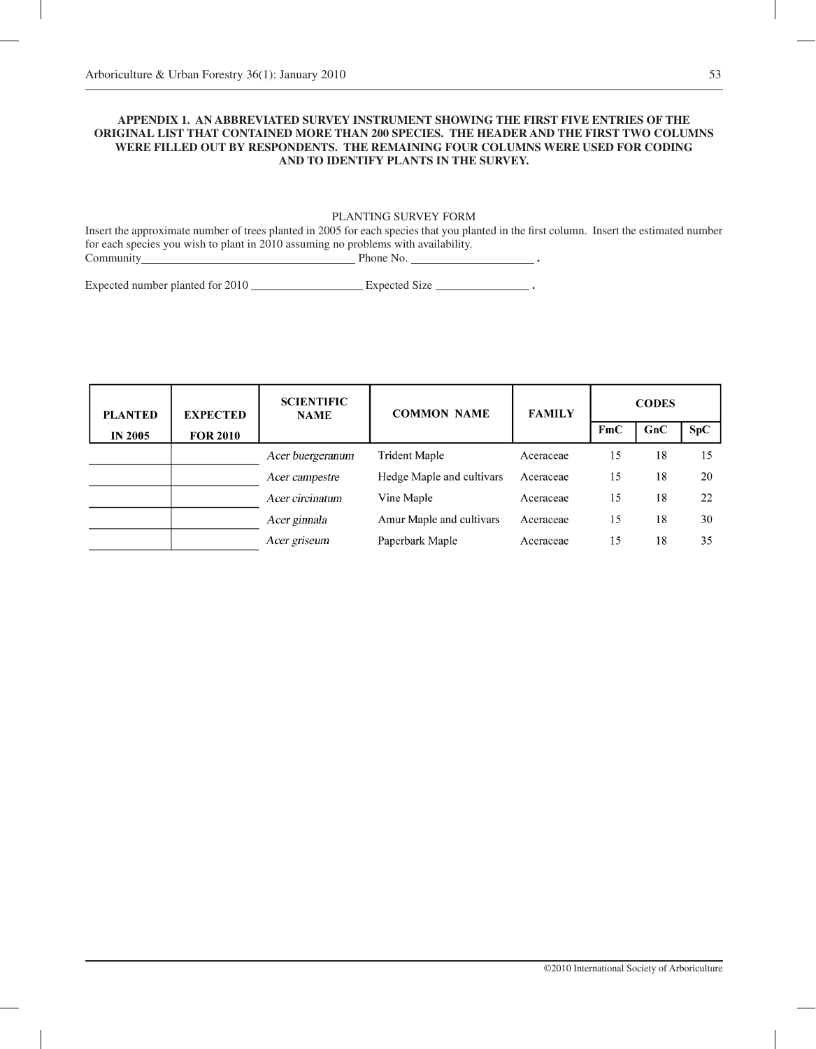## APPENDIX 1. AN ABBREVIATED SURVEY INSTRUMENT SHOWING THE FIRST FIVE ENTRIES OF THE ORIGINAL LIST THAT CONTAINED MORE THAN 200 SPECIES. THE HEADER AND THE FIRST TWO COLUMNS WERE FILLED OUT BY RESPONDENTS. THE REMAINING FOUR COLUMNS WERE USED FOR CODING AND TO IDENTIFY PLANTS IN THE SURVEY.

PLANTING SURVEY FORM

Insert the approximate number of trees planted in 2005 for each species that you planted in the first column. Insert the estimated number for each species you wish to plant in 2010 assuming no problems with availability.

Community____________________________ Phone No. ________________ .

Expected number planted for 2010 ________________ Expected Size ______________ .

| PLANTED IN 2005 | EXPECTED FOR 2010 | SCIENTIFIC NAME | COMMON NAME | FAMILY | CODES | | |
|---|---|---|---|---|---|---|---|
| | | | | | FmC | GnC | SpC |
| | | *Acer buergeranum* | Trident Maple | Aceraceae | 15 | 18 | 15 |
| | | *Acer campestre* | Hedge Maple and cultivars | Aceraceae | 15 | 18 | 20 |
| | | *Acer circinatum* | Vine Maple | Aceraceae | 15 | 18 | 22 |
| | | *Acer ginnala* | Amur Maple and cultivars | Aceraceae | 15 | 18 | 30 |
| | | *Acer griseum* | Paperbark Maple | Aceraceae | 15 | 18 | 35 |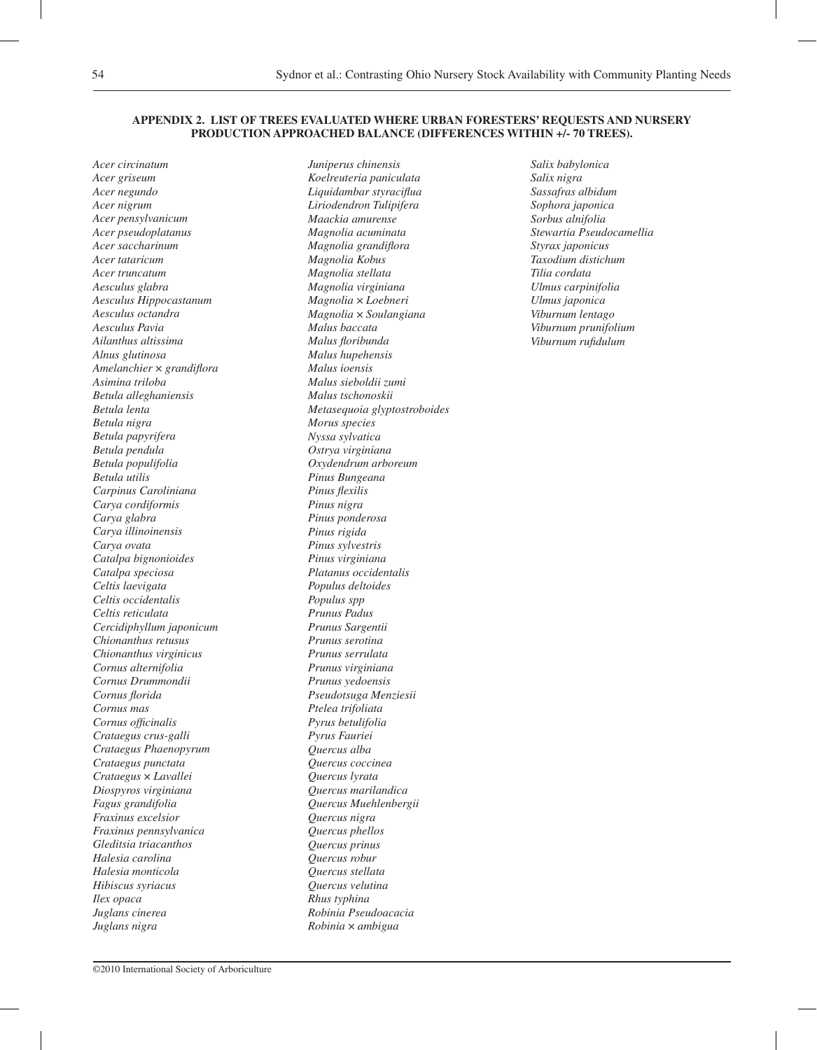**APPENDIX 2. LIST OF TREES EVALUATED WHERE URBAN FORESTERS' REQUESTS AND NURSERY PRODUCTION APPROACHED BALANCE (DIFFERENCES WITHIN +/- 70 TREES).**

*Acer circinatum*
*Acer griseum*
*Acer negundo*
*Acer nigrum*
*Acer pensylvanicum*
*Acer pseudoplatanus*
*Acer saccharinum*
*Acer tataricum*
*Acer truncatum*
*Aesculus glabra*
*Aesculus Hippocastanum*
*Aesculus octandra*
*Aesculus Pavia*
*Ailanthus altissima*
*Alnus glutinosa*
*Amelanchier × grandiflora*
*Asimina triloba*
*Betula alleghaniensis*
*Betula lenta*
*Betula nigra*
*Betula papyrifera*
*Betula pendula*
*Betula populifolia*
*Betula utilis*
*Carpinus Caroliniana*
*Carya cordiformis*
*Carya glabra*
*Carya illinoinensis*
*Carya ovata*
*Catalpa bignonioides*
*Catalpa speciosa*
*Celtis laevigata*
*Celtis occidentalis*
*Celtis reticulata*
*Cercidiphyllum japonicum*
*Chionanthus retusus*
*Chionanthus virginicus*
*Cornus alternifolia*
*Cornus Drummondii*
*Cornus florida*
*Cornus mas*
*Cornus officinalis*
*Crataegus crus-galli*
*Crataegus Phaenopyrum*
*Crataegus punctata*
*Crataegus × Lavallei*
*Diospyros virginiana*
*Fagus grandifolia*
*Fraxinus excelsior*
*Fraxinus pennsylvanica*
*Gleditsia triacanthos*
*Halesia carolina*
*Halesia monticola*
*Hibiscus syriacus*
*Ilex opaca*
*Juglans cinerea*
*Juglans nigra*
*Juniperus chinensis*
*Koelreuteria paniculata*
*Liquidambar styraciflua*
*Liriodendron Tulipifera*
*Maackia amurense*
*Magnolia acuminata*
*Magnolia grandiflora*
*Magnolia Kobus*
*Magnolia stellata*
*Magnolia virginiana*
*Magnolia × Loebneri*
*Magnolia × Soulangiana*
*Malus baccata*
*Malus floribunda*
*Malus hupehensis*
*Malus ioensis*
*Malus sieboldii zumi*
*Malus tschonoskii*
*Metasequoia glyptostroboides*
*Morus species*
*Nyssa sylvatica*
*Ostrya virginiana*
*Oxydendrum arboreum*
*Pinus Bungeana*
*Pinus flexilis*
*Pinus nigra*
*Pinus ponderosa*
*Pinus rigida*
*Pinus sylvestris*
*Pinus virginiana*
*Platanus occidentalis*
*Populus deltoides*
*Populus spp*
*Prunus Padus*
*Prunus Sargentii*
*Prunus serotina*
*Prunus serrulata*
*Prunus virginiana*
*Prunus yedoensis*
*Pseudotsuga Menziesii*
*Ptelea trifoliata*
*Pyrus betulifolia*
*Pyrus Fauriei*
*Quercus alba*
*Quercus coccinea*
*Quercus lyrata*
*Quercus marilandica*
*Quercus Muehlenbergii*
*Quercus nigra*
*Quercus phellos*
*Quercus prinus*
*Quercus robur*
*Quercus stellata*
*Quercus velutina*
*Rhus typhina*
*Robinia Pseudoacacia*
*Robinia × ambigua*
*Salix babylonica*
*Salix nigra*
*Sassafras albidum*
*Sophora japonica*
*Sorbus alnifolia*
*Stewartia Pseudocamellia*
*Styrax japonicus*
*Taxodium distichum*
*Tilia cordata*
*Ulmus carpinifolia*
*Ulmus japonica*
*Viburnum lentago*
*Viburnum prunifolium*
*Viburnum rufidulum*